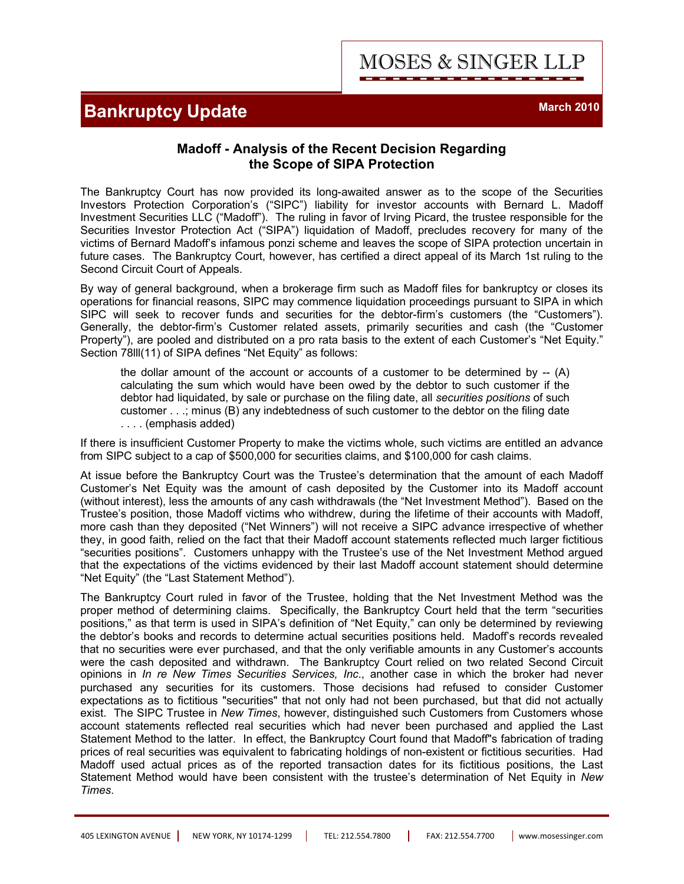MOSES & SINGER LLP

# Bankruptcy Update

March 2010

## Madoff - Analysis of the Recent Decision Regarding the Scope of SIPA Protection

The Bankruptcy Court has now provided its long-awaited answer as to the scope of the Securities Investors Protection Corporation's ("SIPC") liability for investor accounts with Bernard L. Madoff Investment Securities LLC ("Madoff"). The ruling in favor of Irving Picard, the trustee responsible for the Securities Investor Protection Act ("SIPA") liquidation of Madoff, precludes recovery for many of the victims of Bernard Madoff's infamous ponzi scheme and leaves the scope of SIPA protection uncertain in future cases. The Bankruptcy Court, however, has certified a direct appeal of its March 1st ruling to the Second Circuit Court of Appeals.

By way of general background, when a brokerage firm such as Madoff files for bankruptcy or closes its operations for financial reasons, SIPC may commence liquidation proceedings pursuant to SIPA in which SIPC will seek to recover funds and securities for the debtor-firm's customers (the "Customers"). Generally, the debtor-firm's Customer related assets, primarily securities and cash (the "Customer Property"), are pooled and distributed on a pro rata basis to the extent of each Customer's "Net Equity." Section 78lll(11) of SIPA defines "Net Equity" as follows:

> the dollar amount of the account or accounts of a customer to be determined by -- (A) calculating the sum which would have been owed by the debtor to such customer if the debtor had liquidated, by sale or purchase on the filing date, all *securities positions* of such customer . . .; minus (B) any indebtedness of such customer to the debtor on the filing date . . . . (emphasis added)

If there is insufficient Customer Property to make the victims whole, such victims are entitled an advance from SIPC subject to a cap of $500,000 for securities claims, and $100,000 for cash claims.

At issue before the Bankruptcy Court was the Trustee's determination that the amount of each Madoff Customer's Net Equity was the amount of cash deposited by the Customer into its Madoff account (without interest), less the amounts of any cash withdrawals (the "Net Investment Method"). Based on the Trustee's position, those Madoff victims who withdrew, during the lifetime of their accounts with Madoff, more cash than they deposited ("Net Winners") will not receive a SIPC advance irrespective of whether they, in good faith, relied on the fact that their Madoff account statements reflected much larger fictitious "securities positions". Customers unhappy with the Trustee's use of the Net Investment Method argued that the expectations of the victims evidenced by their last Madoff account statement should determine "Net Equity" (the "Last Statement Method").

The Bankruptcy Court ruled in favor of the Trustee, holding that the Net Investment Method was the proper method of determining claims. Specifically, the Bankruptcy Court held that the term "securities positions," as that term is used in SIPA's definition of "Net Equity," can only be determined by reviewing the debtor's books and records to determine actual securities positions held. Madoff's records revealed that no securities were ever purchased, and that the only verifiable amounts in any Customer's accounts were the cash deposited and withdrawn. The Bankruptcy Court relied on two related Second Circuit opinions in *In re New Times Securities Services, Inc*., another case in which the broker had never purchased any securities for its customers. Those decisions had refused to consider Customer expectations as to fictitious "securities" that not only had not been purchased, but that did not actually exist. The SIPC Trustee in *New Times*, however, distinguished such Customers from Customers whose account statements reflected real securities which had never been purchased and applied the Last Statement Method to the latter. In effect, the Bankruptcy Court found that Madoff"s fabrication of trading prices of real securities was equivalent to fabricating holdings of non-existent or fictitious securities. Had Madoff used actual prices as of the reported transaction dates for its fictitious positions, the Last Statement Method would have been consistent with the trustee's determination of Net Equity in *New Times*.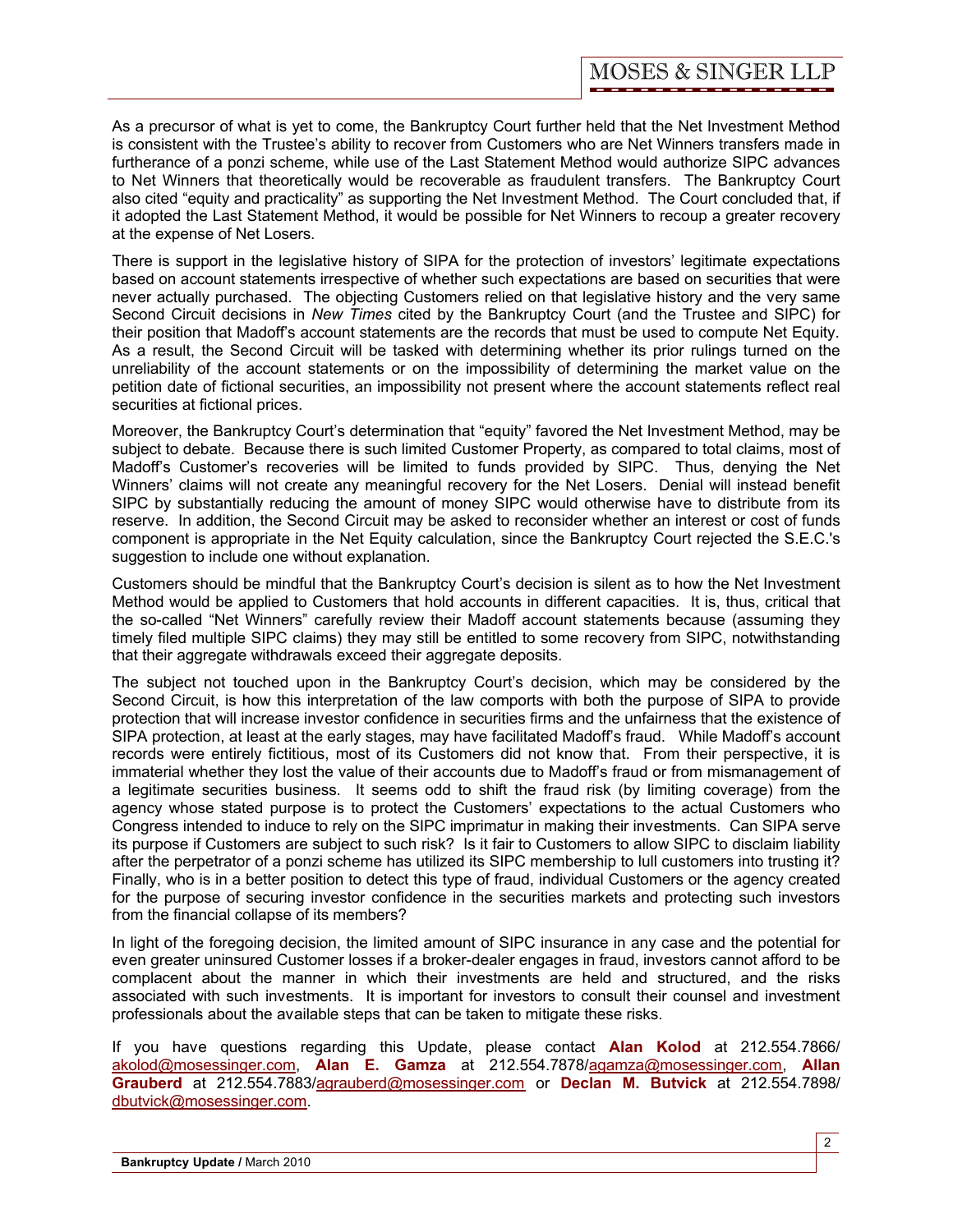As a precursor of what is yet to come, the Bankruptcy Court further held that the Net Investment Method is consistent with the Trustee's ability to recover from Customers who are Net Winners transfers made in furtherance of a ponzi scheme, while use of the Last Statement Method would authorize SIPC advances to Net Winners that theoretically would be recoverable as fraudulent transfers. The Bankruptcy Court also cited "equity and practicality" as supporting the Net Investment Method. The Court concluded that, if it adopted the Last Statement Method, it would be possible for Net Winners to recoup a greater recovery at the expense of Net Losers.

There is support in the legislative history of SIPA for the protection of investors' legitimate expectations based on account statements irrespective of whether such expectations are based on securities that were never actually purchased. The objecting Customers relied on that legislative history and the very same Second Circuit decisions in *New Times* cited by the Bankruptcy Court (and the Trustee and SIPC) for their position that Madoff's account statements are the records that must be used to compute Net Equity. As a result, the Second Circuit will be tasked with determining whether its prior rulings turned on the unreliability of the account statements or on the impossibility of determining the market value on the petition date of fictional securities, an impossibility not present where the account statements reflect real securities at fictional prices.

Moreover, the Bankruptcy Court's determination that "equity" favored the Net Investment Method, may be subject to debate. Because there is such limited Customer Property, as compared to total claims, most of Madoff's Customer's recoveries will be limited to funds provided by SIPC. Thus, denying the Net Winners' claims will not create any meaningful recovery for the Net Losers. Denial will instead benefit SIPC by substantially reducing the amount of money SIPC would otherwise have to distribute from its reserve. In addition, the Second Circuit may be asked to reconsider whether an interest or cost of funds component is appropriate in the Net Equity calculation, since the Bankruptcy Court rejected the S.E.C.'s suggestion to include one without explanation.

Customers should be mindful that the Bankruptcy Court's decision is silent as to how the Net Investment Method would be applied to Customers that hold accounts in different capacities. It is, thus, critical that the so-called "Net Winners" carefully review their Madoff account statements because (assuming they timely filed multiple SIPC claims) they may still be entitled to some recovery from SIPC, notwithstanding that their aggregate withdrawals exceed their aggregate deposits.

The subject not touched upon in the Bankruptcy Court's decision, which may be considered by the Second Circuit, is how this interpretation of the law comports with both the purpose of SIPA to provide protection that will increase investor confidence in securities firms and the unfairness that the existence of SIPA protection, at least at the early stages, may have facilitated Madoff's fraud. While Madoff's account records were entirely fictitious, most of its Customers did not know that. From their perspective, it is immaterial whether they lost the value of their accounts due to Madoff's fraud or from mismanagement of a legitimate securities business. It seems odd to shift the fraud risk (by limiting coverage) from the agency whose stated purpose is to protect the Customers' expectations to the actual Customers who Congress intended to induce to rely on the SIPC imprimatur in making their investments. Can SIPA serve its purpose if Customers are subject to such risk? Is it fair to Customers to allow SIPC to disclaim liability after the perpetrator of a ponzi scheme has utilized its SIPC membership to lull customers into trusting it? Finally, who is in a better position to detect this type of fraud, individual Customers or the agency created for the purpose of securing investor confidence in the securities markets and protecting such investors from the financial collapse of its members?

In light of the foregoing decision, the limited amount of SIPC insurance in any case and the potential for even greater uninsured Customer losses if a broker-dealer engages in fraud, investors cannot afford to be complacent about the manner in which their investments are held and structured, and the risks associated with such investments. It is important for investors to consult their counsel and investment professionals about the available steps that can be taken to mitigate these risks.

If you have questions regarding this Update, please contact **Alan Kolod** at 212.554.7866/ akolod@mosessinger.com, **Alan E. Gamza** at 212.554.7878/agamza@mosessinger.com, **Allan Grauberd** at 212.554.7883/agrauberd@mosessinger.com or **Declan M. Butvick** at 212.554.7898/ dbutvick@mosessinger.com.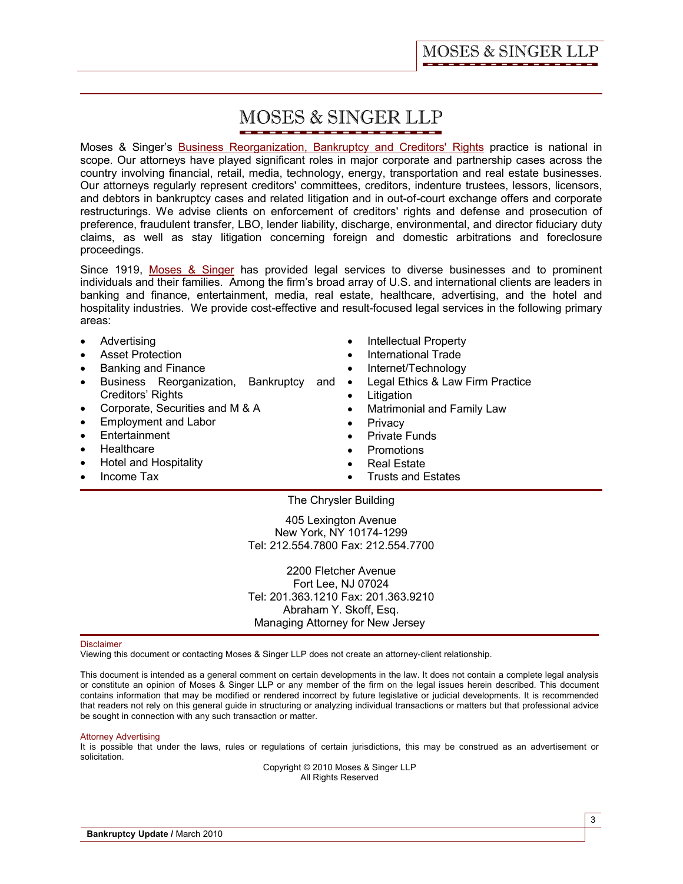# MOSES & SINGER LLP

Moses & Singer's Business Reorganization, Bankruptcy and Creditors' Rights practice is national in scope. Our attorneys have played significant roles in major corporate and partnership cases across the country involving financial, retail, media, technology, energy, transportation and real estate businesses. Our attorneys regularly represent creditors' committees, creditors, indenture trustees, lessors, licensors, and debtors in bankruptcy cases and related litigation and in out-of-court exchange offers and corporate restructurings. We advise clients on enforcement of creditors' rights and defense and prosecution of preference, fraudulent transfer, LBO, lender liability, discharge, environmental, and director fiduciary duty claims, as well as stay litigation concerning foreign and domestic arbitrations and foreclosure proceedings.

Since 1919, Moses & Singer has provided legal services to diverse businesses and to prominent individuals and their families. Among the firm's broad array of U.S. and international clients are leaders in banking and finance, entertainment, media, real estate, healthcare, advertising, and the hotel and hospitality industries. We provide cost-effective and result-focused legal services in the following primary areas:

- Advertising
- Asset Protection
- Banking and Finance
- Business Reorganization, Bankruptcy and Creditors' Rights
- Corporate, Securities and M & A
- Employment and Labor
- Entertainment
- Healthcare
- Hotel and Hospitality
- Income Tax
- Intellectual Property
- International Trade
- Internet/Technology
- Legal Ethics & Law Firm Practice
- Litigation
- Matrimonial and Family Law
- Privacy
- Private Funds
- Promotions
- Real Estate
- Trusts and Estates

The Chrysler Building

405 Lexington Avenue
New York, NY 10174-1299
Tel: 212.554.7800 Fax: 212.554.7700

2200 Fletcher Avenue
Fort Lee, NJ 07024
Tel: 201.363.1210 Fax: 201.363.9210
Abraham Y. Skoff, Esq.
Managing Attorney for New Jersey

Disclaimer
Viewing this document or contacting Moses & Singer LLP does not create an attorney-client relationship.

This document is intended as a general comment on certain developments in the law. It does not contain a complete legal analysis or constitute an opinion of Moses & Singer LLP or any member of the firm on the legal issues herein described. This document contains information that may be modified or rendered incorrect by future legislative or judicial developments. It is recommended that readers not rely on this general guide in structuring or analyzing individual transactions or matters but that professional advice be sought in connection with any such transaction or matter.

Attorney Advertising
It is possible that under the laws, rules or regulations of certain jurisdictions, this may be construed as an advertisement or solicitation.

Copyright © 2010 Moses & Singer LLP
All Rights Reserved